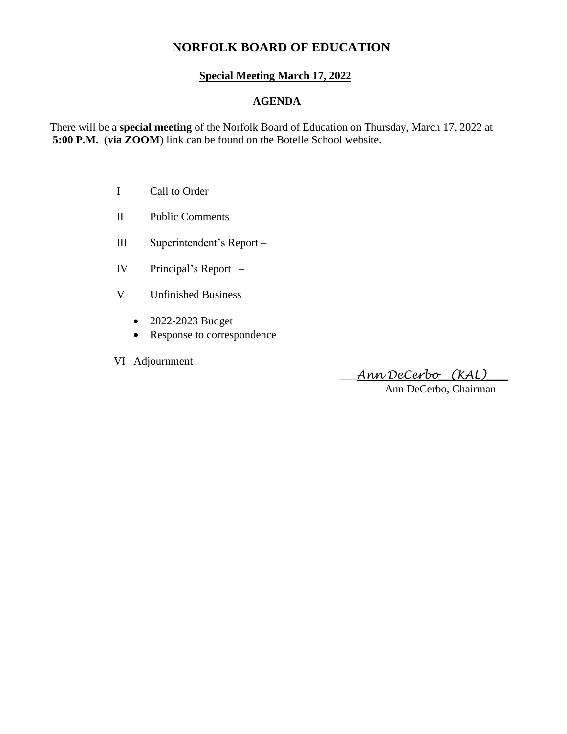# NORFOLK BOARD OF EDUCATION

## Special Meeting March 17, 2022

### AGENDA

There will be a **special meeting** of the Norfolk Board of Education on Thursday, March 17, 2022 at **5:00 P.M.** (**via ZOOM**) link can be found on the Botelle School website.

I Call to Order

II Public Comments

III Superintendent's Report –

IV Principal's Report –

V Unfinished Business

- 2022-2023 Budget
- Response to correspondence

VI Adjournment

*Ann DeCerbo (KAL)*
Ann DeCerbo, Chairman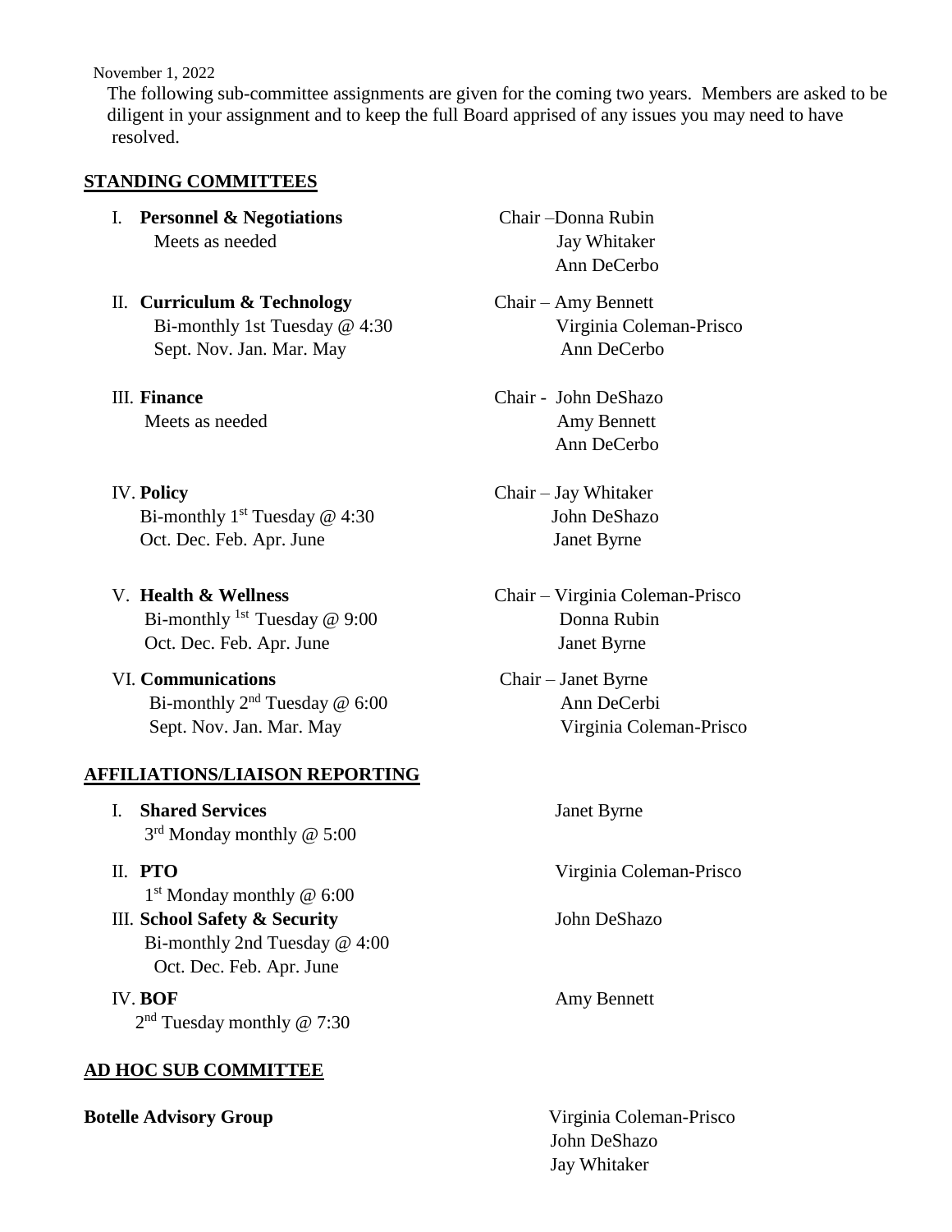November 1, 2022

The following sub-committee assignments are given for the coming two years. Members are asked to be diligent in your assignment and to keep the full Board apprised of any issues you may need to have resolved.

## STANDING COMMITTEES

| | |
|---|---|
| I. **Personnel & Negotiations**<br>Meets as needed | Chair –Donna Rubin<br>Jay Whitaker<br>Ann DeCerbo |
| II. **Curriculum & Technology**<br>Bi-monthly 1st Tuesday @ 4:30<br>Sept. Nov. Jan. Mar. May | Chair – Amy Bennett<br>Virginia Coleman-Prisco<br>Ann DeCerbo |
| III. **Finance**<br>Meets as needed | Chair - John DeShazo<br>Amy Bennett<br>Ann DeCerbo |
| IV. **Policy**<br>Bi-monthly 1st Tuesday @ 4:30<br>Oct. Dec. Feb. Apr. June | Chair – Jay Whitaker<br>John DeShazo<br>Janet Byrne |
| V. **Health & Wellness**<br>Bi-monthly 1st Tuesday @ 9:00<br>Oct. Dec. Feb. Apr. June | Chair – Virginia Coleman-Prisco<br>Donna Rubin<br>Janet Byrne |
| VI. **Communications**<br>Bi-monthly 2nd Tuesday @ 6:00<br>Sept. Nov. Jan. Mar. May | Chair – Janet Byrne<br>Ann DeCerbi<br>Virginia Coleman-Prisco |

## AFFILIATIONS/LIAISON REPORTING

| | |
|---|---|
| I. **Shared Services**<br>3rd Monday monthly @ 5:00 | Janet Byrne |
| II. **PTO**<br>1st Monday monthly @ 6:00 | Virginia Coleman-Prisco |
| III. **School Safety & Security**<br>Bi-monthly 2nd Tuesday @ 4:00<br>Oct. Dec. Feb. Apr. June | John DeShazo |
| IV. **BOF**<br>2nd Tuesday monthly @ 7:30 | Amy Bennett |

## AD HOC SUB COMMITTEE

| | |
|---|---|
| **Botelle Advisory Group** | Virginia Coleman-Prisco<br>John DeShazo<br>Jay Whitaker |